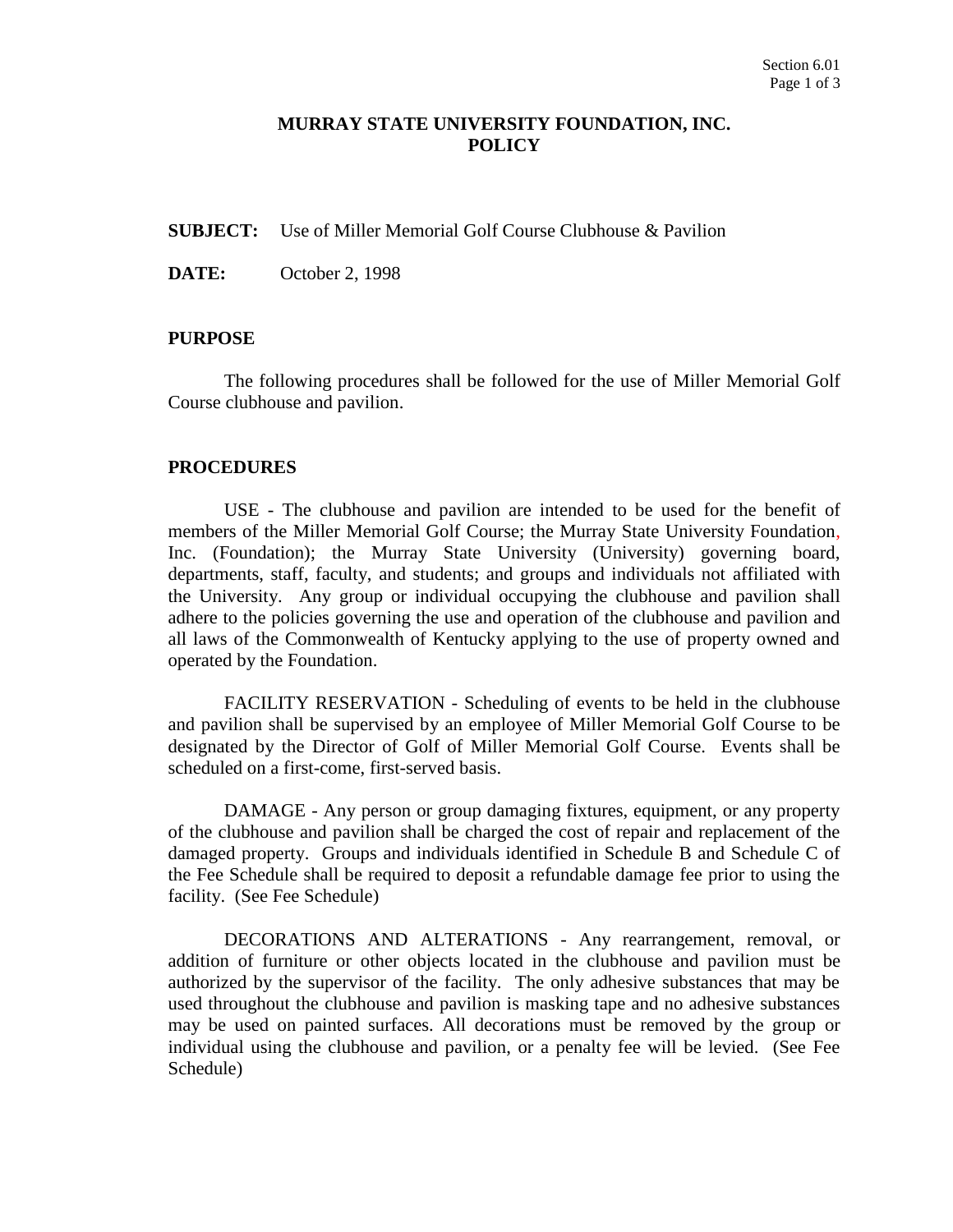# MURRAY STATE UNIVERSITY FOUNDATION, INC.
# POLICY

**SUBJECT:** Use of Miller Memorial Golf Course Clubhouse & Pavilion

**DATE:** October 2, 1998

## PURPOSE

The following procedures shall be followed for the use of Miller Memorial Golf Course clubhouse and pavilion.

## PROCEDURES

USE - The clubhouse and pavilion are intended to be used for the benefit of members of the Miller Memorial Golf Course; the Murray State University Foundation, Inc. (Foundation); the Murray State University (University) governing board, departments, staff, faculty, and students; and groups and individuals not affiliated with the University. Any group or individual occupying the clubhouse and pavilion shall adhere to the policies governing the use and operation of the clubhouse and pavilion and all laws of the Commonwealth of Kentucky applying to the use of property owned and operated by the Foundation.

FACILITY RESERVATION - Scheduling of events to be held in the clubhouse and pavilion shall be supervised by an employee of Miller Memorial Golf Course to be designated by the Director of Golf of Miller Memorial Golf Course. Events shall be scheduled on a first-come, first-served basis.

DAMAGE - Any person or group damaging fixtures, equipment, or any property of the clubhouse and pavilion shall be charged the cost of repair and replacement of the damaged property. Groups and individuals identified in Schedule B and Schedule C of the Fee Schedule shall be required to deposit a refundable damage fee prior to using the facility. (See Fee Schedule)

DECORATIONS AND ALTERATIONS - Any rearrangement, removal, or addition of furniture or other objects located in the clubhouse and pavilion must be authorized by the supervisor of the facility. The only adhesive substances that may be used throughout the clubhouse and pavilion is masking tape and no adhesive substances may be used on painted surfaces. All decorations must be removed by the group or individual using the clubhouse and pavilion, or a penalty fee will be levied. (See Fee Schedule)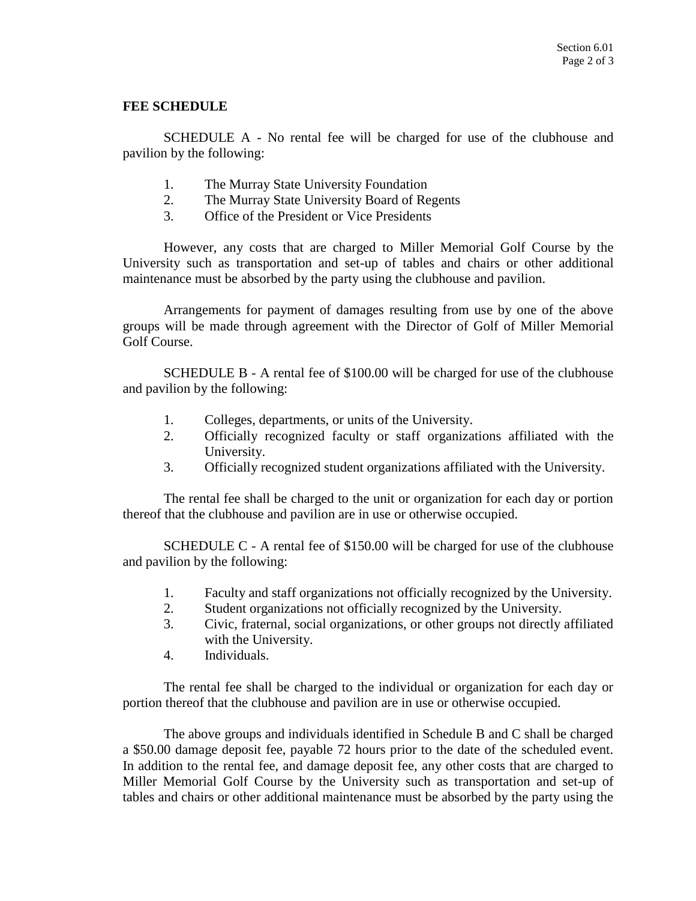**FEE SCHEDULE**

SCHEDULE A - No rental fee will be charged for use of the clubhouse and pavilion by the following:

1. The Murray State University Foundation
2. The Murray State University Board of Regents
3. Office of the President or Vice Presidents

However, any costs that are charged to Miller Memorial Golf Course by the University such as transportation and set-up of tables and chairs or other additional maintenance must be absorbed by the party using the clubhouse and pavilion.

Arrangements for payment of damages resulting from use by one of the above groups will be made through agreement with the Director of Golf of Miller Memorial Golf Course.

SCHEDULE B - A rental fee of $100.00 will be charged for use of the clubhouse and pavilion by the following:

1. Colleges, departments, or units of the University.
2. Officially recognized faculty or staff organizations affiliated with the University.
3. Officially recognized student organizations affiliated with the University.

The rental fee shall be charged to the unit or organization for each day or portion thereof that the clubhouse and pavilion are in use or otherwise occupied.

SCHEDULE C - A rental fee of $150.00 will be charged for use of the clubhouse and pavilion by the following:

1. Faculty and staff organizations not officially recognized by the University.
2. Student organizations not officially recognized by the University.
3. Civic, fraternal, social organizations, or other groups not directly affiliated with the University.
4. Individuals.

The rental fee shall be charged to the individual or organization for each day or portion thereof that the clubhouse and pavilion are in use or otherwise occupied.

The above groups and individuals identified in Schedule B and C shall be charged a $50.00 damage deposit fee, payable 72 hours prior to the date of the scheduled event. In addition to the rental fee, and damage deposit fee, any other costs that are charged to Miller Memorial Golf Course by the University such as transportation and set-up of tables and chairs or other additional maintenance must be absorbed by the party using the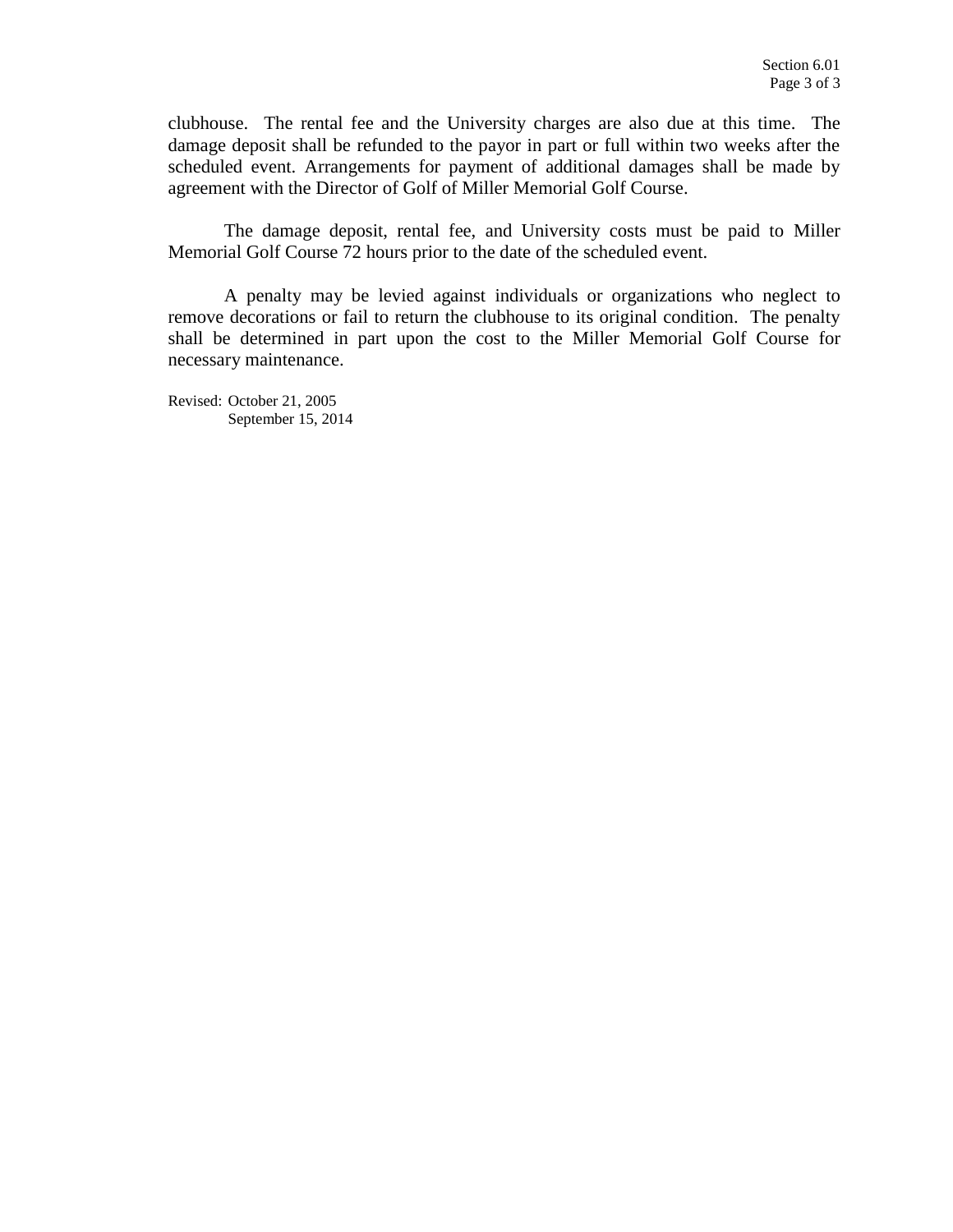clubhouse. The rental fee and the University charges are also due at this time. The damage deposit shall be refunded to the payor in part or full within two weeks after the scheduled event. Arrangements for payment of additional damages shall be made by agreement with the Director of Golf of Miller Memorial Golf Course.

The damage deposit, rental fee, and University costs must be paid to Miller Memorial Golf Course 72 hours prior to the date of the scheduled event.

A penalty may be levied against individuals or organizations who neglect to remove decorations or fail to return the clubhouse to its original condition. The penalty shall be determined in part upon the cost to the Miller Memorial Golf Course for necessary maintenance.

Revised: October 21, 2005
September 15, 2014